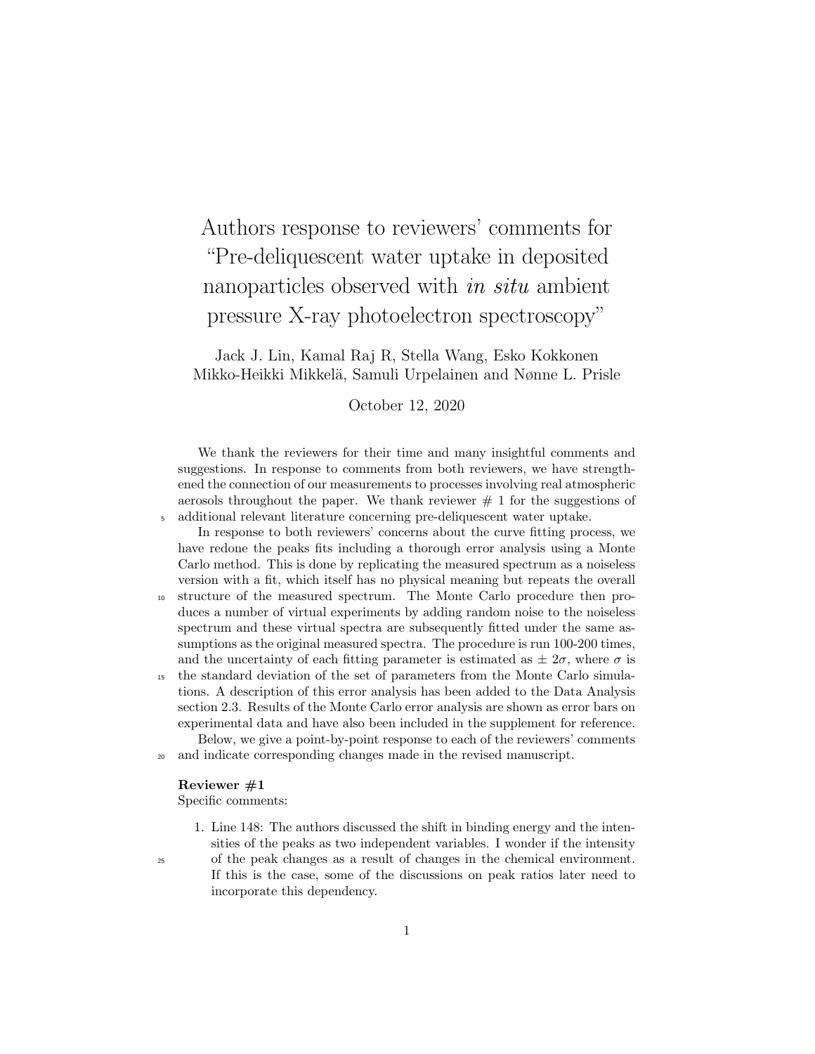# Authors response to reviewers' comments for "Pre-deliquescent water uptake in deposited nanoparticles observed with *in situ* ambient pressure X-ray photoelectron spectroscopy"

Jack J. Lin, Kamal Raj R, Stella Wang, Esko Kokkonen
Mikko-Heikki Mikkelä, Samuli Urpelainen and Nønne L. Prisle

October 12, 2020

We thank the reviewers for their time and many insightful comments and suggestions. In response to comments from both reviewers, we have strengthened the connection of our measurements to processes involving real atmospheric aerosols throughout the paper. We thank reviewer # 1 for the suggestions of additional relevant literature concerning pre-deliquescent water uptake.

In response to both reviewers' concerns about the curve fitting process, we have redone the peaks fits including a thorough error analysis using a Monte Carlo method. This is done by replicating the measured spectrum as a noiseless version with a fit, which itself has no physical meaning but repeats the overall structure of the measured spectrum. The Monte Carlo procedure then produces a number of virtual experiments by adding random noise to the noiseless spectrum and these virtual spectra are subsequently fitted under the same assumptions as the original measured spectra. The procedure is run 100-200 times, and the uncertainty of each fitting parameter is estimated as $\pm\ 2\sigma$, where $\sigma$ is the standard deviation of the set of parameters from the Monte Carlo simulations. A description of this error analysis has been added to the Data Analysis section 2.3. Results of the Monte Carlo error analysis are shown as error bars on experimental data and have also been included in the supplement for reference.

Below, we give a point-by-point response to each of the reviewers' comments and indicate corresponding changes made in the revised manuscript.

**Reviewer #1**

Specific comments:

1. Line 148: The authors discussed the shift in binding energy and the intensities of the peaks as two independent variables. I wonder if the intensity of the peak changes as a result of changes in the chemical environment. If this is the case, some of the discussions on peak ratios later need to incorporate this dependency.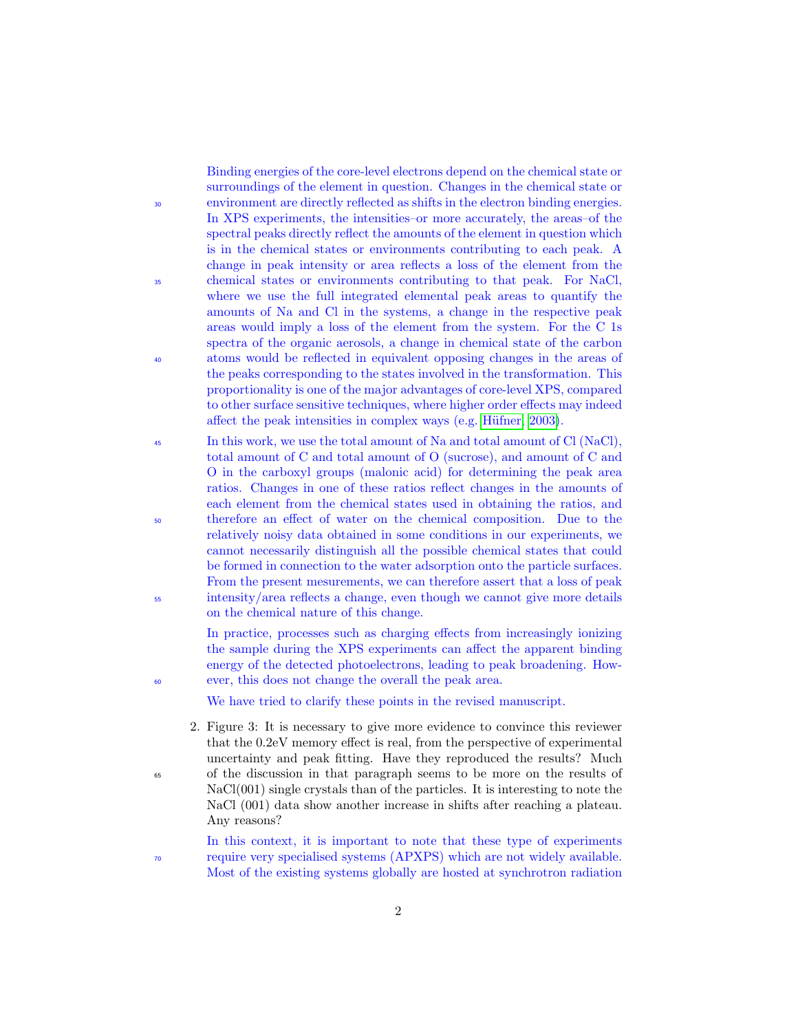Binding energies of the core-level electrons depend on the chemical state or surroundings of the element in question. Changes in the chemical state or environment are directly reflected as shifts in the electron binding energies. In XPS experiments, the intensities–or more accurately, the areas–of the spectral peaks directly reflect the amounts of the element in question which is in the chemical states or environments contributing to each peak. A change in peak intensity or area reflects a loss of the element from the chemical states or environments contributing to that peak. For NaCl, where we use the full integrated elemental peak areas to quantify the amounts of Na and Cl in the systems, a change in the respective peak areas would imply a loss of the element from the system. For the C 1s spectra of the organic aerosols, a change in chemical state of the carbon atoms would be reflected in equivalent opposing changes in the areas of the peaks corresponding to the states involved in the transformation. This proportionality is one of the major advantages of core-level XPS, compared to other surface sensitive techniques, where higher order effects may indeed affect the peak intensities in complex ways (e.g. Hüfner, 2003).

In this work, we use the total amount of Na and total amount of Cl (NaCl), total amount of C and total amount of O (sucrose), and amount of C and O in the carboxyl groups (malonic acid) for determining the peak area ratios. Changes in one of these ratios reflect changes in the amounts of each element from the chemical states used in obtaining the ratios, and therefore an effect of water on the chemical composition. Due to the relatively noisy data obtained in some conditions in our experiments, we cannot necessarily distinguish all the possible chemical states that could be formed in connection to the water adsorption onto the particle surfaces. From the present mesurements, we can therefore assert that a loss of peak intensity/area reflects a change, even though we cannot give more details on the chemical nature of this change.

In practice, processes such as charging effects from increasingly ionizing the sample during the XPS experiments can affect the apparent binding energy of the detected photoelectrons, leading to peak broadening. However, this does not change the overall the peak area.

We have tried to clarify these points in the revised manuscript.

2. Figure 3: It is necessary to give more evidence to convince this reviewer that the 0.2eV memory effect is real, from the perspective of experimental uncertainty and peak fitting. Have they reproduced the results? Much of the discussion in that paragraph seems to be more on the results of NaCl(001) single crystals than of the particles. It is interesting to note the NaCl (001) data show another increase in shifts after reaching a plateau. Any reasons?

In this context, it is important to note that these type of experiments require very specialised systems (APXPS) which are not widely available. Most of the existing systems globally are hosted at synchrotron radiation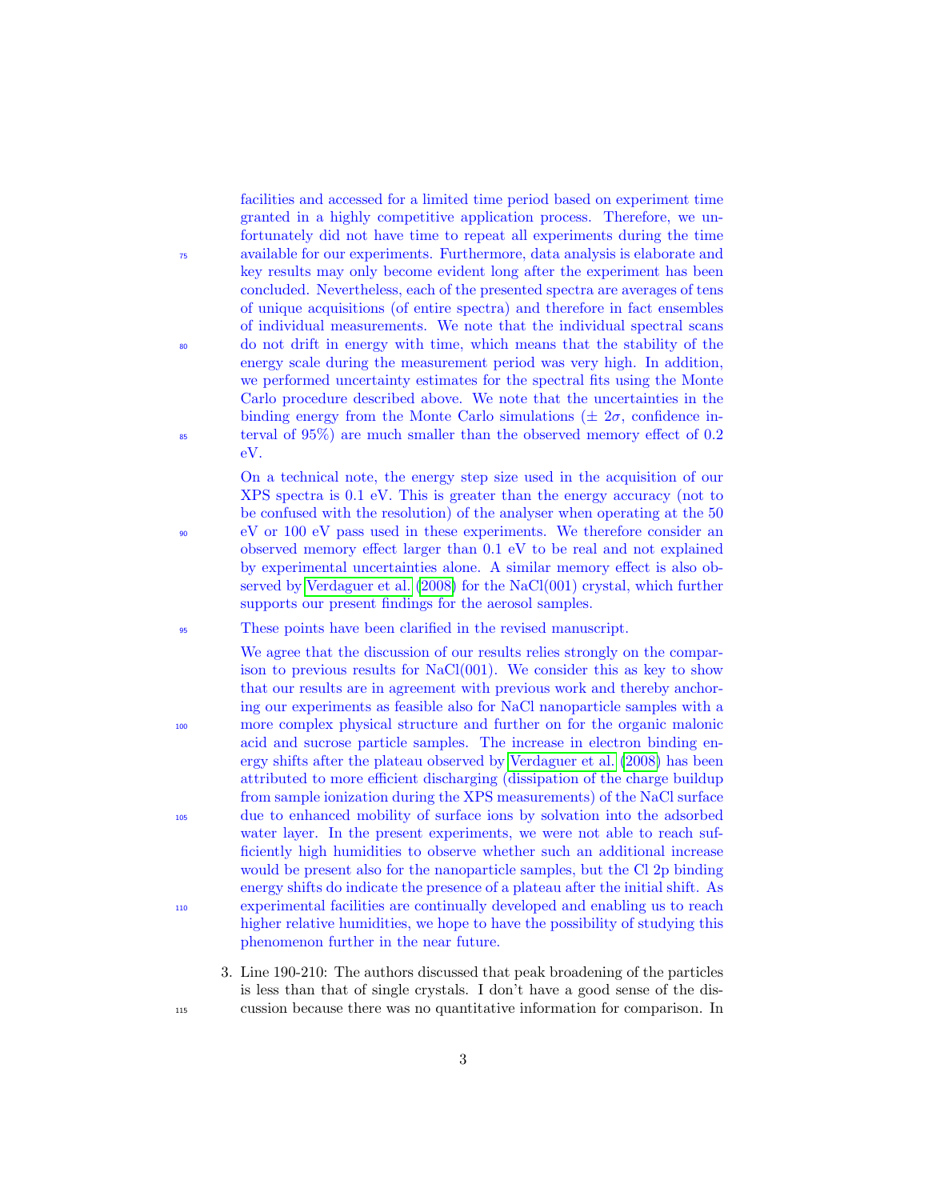facilities and accessed for a limited time period based on experiment time granted in a highly competitive application process. Therefore, we unfortunately did not have time to repeat all experiments during the time available for our experiments. Furthermore, data analysis is elaborate and key results may only become evident long after the experiment has been concluded. Nevertheless, each of the presented spectra are averages of tens of unique acquisitions (of entire spectra) and therefore in fact ensembles of individual measurements. We note that the individual spectral scans do not drift in energy with time, which means that the stability of the energy scale during the measurement period was very high. In addition, we performed uncertainty estimates for the spectral fits using the Monte Carlo procedure described above. We note that the uncertainties in the binding energy from the Monte Carlo simulations ($\pm$ $2\sigma$, confidence interval of 95%) are much smaller than the observed memory effect of 0.2 eV.

On a technical note, the energy step size used in the acquisition of our XPS spectra is 0.1 eV. This is greater than the energy accuracy (not to be confused with the resolution) of the analyser when operating at the 50 eV or 100 eV pass used in these experiments. We therefore consider an observed memory effect larger than 0.1 eV to be real and not explained by experimental uncertainties alone. A similar memory effect is also observed by Verdaguer et al. (2008) for the NaCl(001) crystal, which further supports our present findings for the aerosol samples.

These points have been clarified in the revised manuscript.

We agree that the discussion of our results relies strongly on the comparison to previous results for NaCl(001). We consider this as key to show that our results are in agreement with previous work and thereby anchoring our experiments as feasible also for NaCl nanoparticle samples with a more complex physical structure and further on for the organic malonic acid and sucrose particle samples. The increase in electron binding energy shifts after the plateau observed by Verdaguer et al. (2008) has been attributed to more efficient discharging (dissipation of the charge buildup from sample ionization during the XPS measurements) of the NaCl surface due to enhanced mobility of surface ions by solvation into the adsorbed water layer. In the present experiments, we were not able to reach sufficiently high humidities to observe whether such an additional increase would be present also for the nanoparticle samples, but the Cl 2p binding energy shifts do indicate the presence of a plateau after the initial shift. As experimental facilities are continually developed and enabling us to reach higher relative humidities, we hope to have the possibility of studying this phenomenon further in the near future.

3. Line 190-210: The authors discussed that peak broadening of the particles is less than that of single crystals. I don't have a good sense of the discussion because there was no quantitative information for comparison. In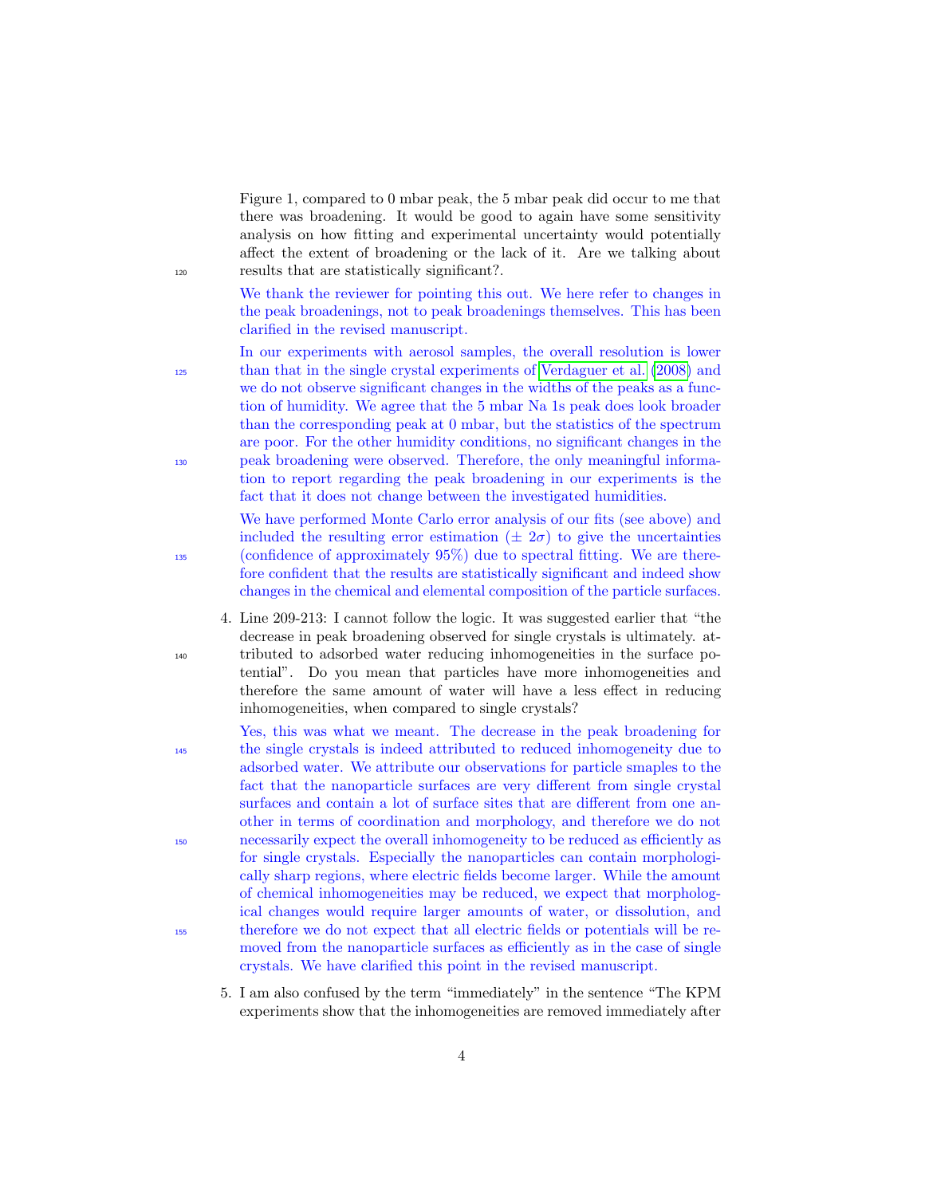Figure 1, compared to 0 mbar peak, the 5 mbar peak did occur to me that there was broadening. It would be good to again have some sensitivity analysis on how fitting and experimental uncertainty would potentially affect the extent of broadening or the lack of it. Are we talking about results that are statistically significant?.

We thank the reviewer for pointing this out. We here refer to changes in the peak broadenings, not to peak broadenings themselves. This has been clarified in the revised manuscript.

In our experiments with aerosol samples, the overall resolution is lower than that in the single crystal experiments of Verdaguer et al. (2008) and we do not observe significant changes in the widths of the peaks as a function of humidity. We agree that the 5 mbar Na 1s peak does look broader than the corresponding peak at 0 mbar, but the statistics of the spectrum are poor. For the other humidity conditions, no significant changes in the peak broadening were observed. Therefore, the only meaningful information to report regarding the peak broadening in our experiments is the fact that it does not change between the investigated humidities.

We have performed Monte Carlo error analysis of our fits (see above) and included the resulting error estimation ($\pm\ 2\sigma$) to give the uncertainties (confidence of approximately 95%) due to spectral fitting. We are therefore confident that the results are statistically significant and indeed show changes in the chemical and elemental composition of the particle surfaces.

4. Line 209-213: I cannot follow the logic. It was suggested earlier that "the decrease in peak broadening observed for single crystals is ultimately. attributed to adsorbed water reducing inhomogeneities in the surface potential". Do you mean that particles have more inhomogeneities and therefore the same amount of water will have a less effect in reducing inhomogeneities, when compared to single crystals?

   Yes, this was what we meant. The decrease in the peak broadening for the single crystals is indeed attributed to reduced inhomogeneity due to adsorbed water. We attribute our observations for particle smaples to the fact that the nanoparticle surfaces are very different from single crystal surfaces and contain a lot of surface sites that are different from one another in terms of coordination and morphology, and therefore we do not necessarily expect the overall inhomogeneity to be reduced as efficiently as for single crystals. Especially the nanoparticles can contain morphologically sharp regions, where electric fields become larger. While the amount of chemical inhomogeneities may be reduced, we expect that morphological changes would require larger amounts of water, or dissolution, and therefore we do not expect that all electric fields or potentials will be removed from the nanoparticle surfaces as efficiently as in the case of single crystals. We have clarified this point in the revised manuscript.

5. I am also confused by the term "immediately" in the sentence "The KPM experiments show that the inhomogeneities are removed immediately after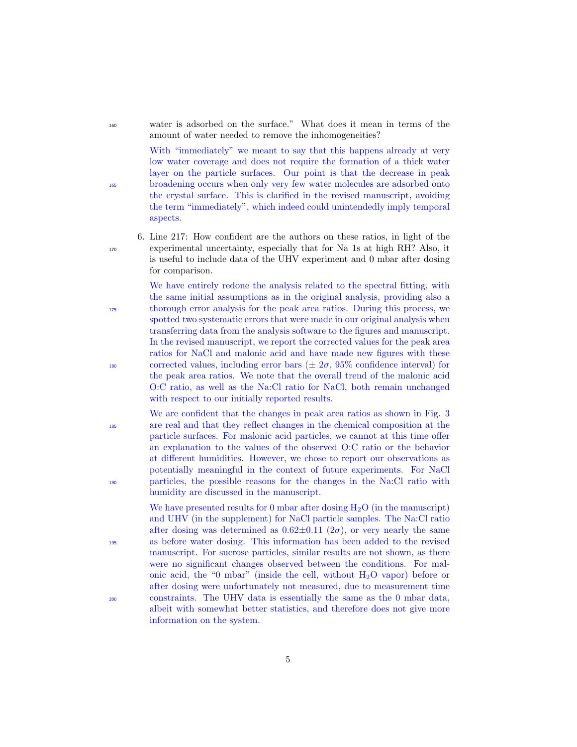water is adsorbed on the surface." What does it mean in terms of the amount of water needed to remove the inhomogeneities?

With "immediately" we meant to say that this happens already at very low water coverage and does not require the formation of a thick water layer on the particle surfaces. Our point is that the decrease in peak broadening occurs when only very few water molecules are adsorbed onto the crystal surface. This is clarified in the revised manuscript, avoiding the term "immediately", which indeed could unintendedly imply temporal aspects.

6. Line 217: How confident are the authors on these ratios, in light of the experimental uncertainty, especially that for Na 1s at high RH? Also, it is useful to include data of the UHV experiment and 0 mbar after dosing for comparison.

   We have entirely redone the analysis related to the spectral fitting, with the same initial assumptions as in the original analysis, providing also a thorough error analysis for the peak area ratios. During this process, we spotted two systematic errors that were made in our original analysis when transferring data from the analysis software to the figures and manuscript. In the revised manuscript, we report the corrected values for the peak area ratios for NaCl and malonic acid and have made new figures with these corrected values, including error bars ($\pm$ 2$\sigma$, 95% confidence interval) for the peak area ratios. We note that the overall trend of the malonic acid O:C ratio, as well as the Na:Cl ratio for NaCl, both remain unchanged with respect to our initially reported results.

   We are confident that the changes in peak area ratios as shown in Fig. 3 are real and that they reflect changes in the chemical composition at the particle surfaces. For malonic acid particles, we cannot at this time offer an explanation to the values of the observed O:C ratio or the behavior at different humidities. However, we chose to report our observations as potentially meaningful in the context of future experiments. For NaCl particles, the possible reasons for the changes in the Na:Cl ratio with humidity are discussed in the manuscript.

   We have presented results for 0 mbar after dosing $H_2O$ (in the manuscript) and UHV (in the supplement) for NaCl particle samples. The Na:Cl ratio after dosing was determined as $0.62\pm0.11$ (2$\sigma$), or very nearly the same as before water dosing. This information has been added to the revised manuscript. For sucrose particles, similar results are not shown, as there were no significant changes observed between the conditions. For malonic acid, the "0 mbar" (inside the cell, without $H_2O$ vapor) before or after dosing were unfortunately not measured, due to measurement time constraints. The UHV data is essentially the same as the 0 mbar data, albeit with somewhat better statistics, and therefore does not give more information on the system.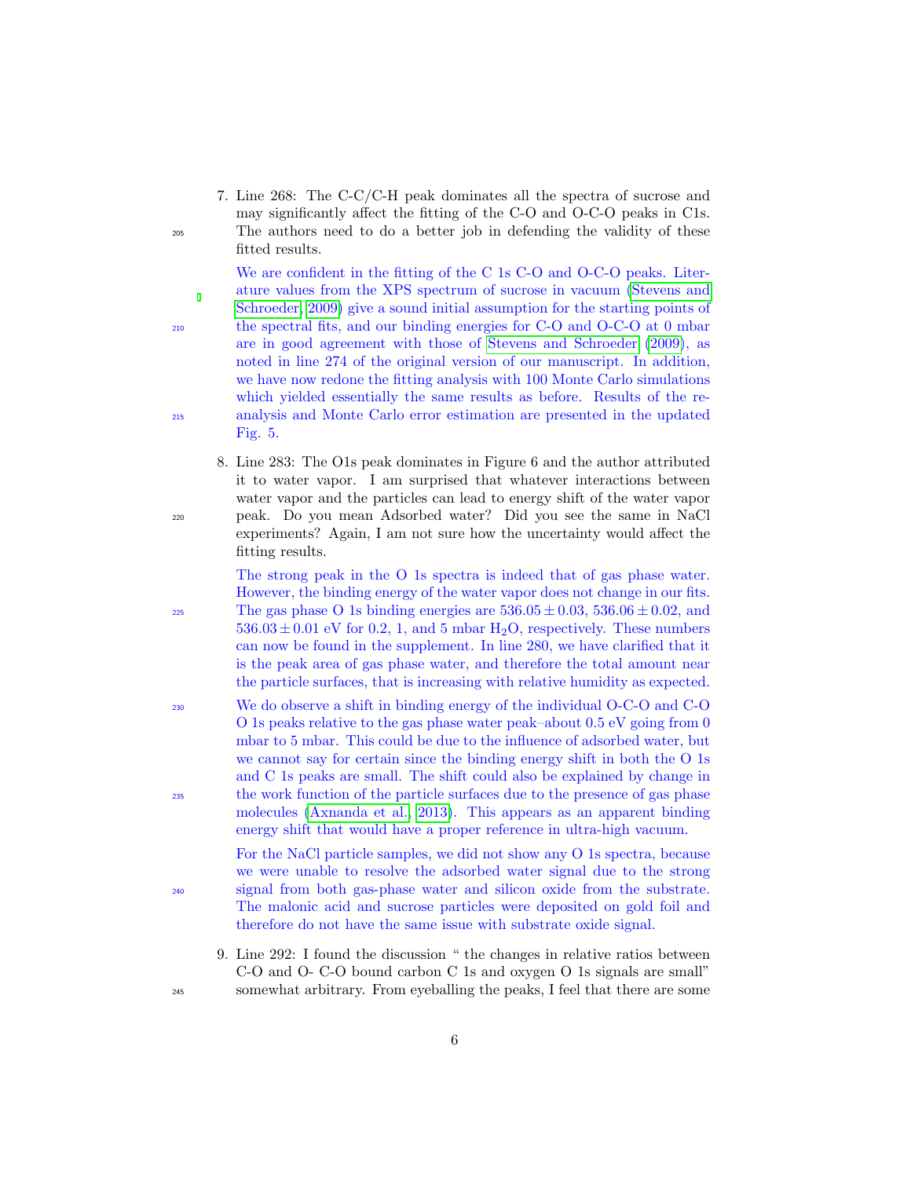7. Line 268: The C-C/C-H peak dominates all the spectra of sucrose and may significantly affect the fitting of the C-O and O-C-O peaks in C1s. The authors need to do a better job in defending the validity of these fitted results.

   We are confident in the fitting of the C 1s C-O and O-C-O peaks. Literature values from the XPS spectrum of sucrose in vacuum (Stevens and Schroeder, 2009) give a sound initial assumption for the starting points of the spectral fits, and our binding energies for C-O and O-C-O at 0 mbar are in good agreement with those of Stevens and Schroeder (2009), as noted in line 274 of the original version of our manuscript. In addition, we have now redone the fitting analysis with 100 Monte Carlo simulations which yielded essentially the same results as before. Results of the re-analysis and Monte Carlo error estimation are presented in the updated Fig. 5.

8. Line 283: The O1s peak dominates in Figure 6 and the author attributed it to water vapor. I am surprised that whatever interactions between water vapor and the particles can lead to energy shift of the water vapor peak. Do you mean Adsorbed water? Did you see the same in NaCl experiments? Again, I am not sure how the uncertainty would affect the fitting results.

   The strong peak in the O 1s spectra is indeed that of gas phase water. However, the binding energy of the water vapor does not change in our fits. The gas phase O 1s binding energies are $536.05 \pm 0.03$, $536.06 \pm 0.02$, and $536.03 \pm 0.01$ eV for 0.2, 1, and 5 mbar $H_2O$, respectively. These numbers can now be found in the supplement. In line 280, we have clarified that it is the peak area of gas phase water, and therefore the total amount near the particle surfaces, that is increasing with relative humidity as expected.

   We do observe a shift in binding energy of the individual O-C-O and C-O O 1s peaks relative to the gas phase water peak–about 0.5 eV going from 0 mbar to 5 mbar. This could be due to the influence of adsorbed water, but we cannot say for certain since the binding energy shift in both the O 1s and C 1s peaks are small. The shift could also be explained by change in the work function of the particle surfaces due to the presence of gas phase molecules (Axnanda et al., 2013). This appears as an apparent binding energy shift that would have a proper reference in ultra-high vacuum.

   For the NaCl particle samples, we did not show any O 1s spectra, because we were unable to resolve the adsorbed water signal due to the strong signal from both gas-phase water and silicon oxide from the substrate. The malonic acid and sucrose particles were deposited on gold foil and therefore do not have the same issue with substrate oxide signal.

9. Line 292: I found the discussion " the changes in relative ratios between C-O and O- C-O bound carbon C 1s and oxygen O 1s signals are small" somewhat arbitrary. From eyeballing the peaks, I feel that there are some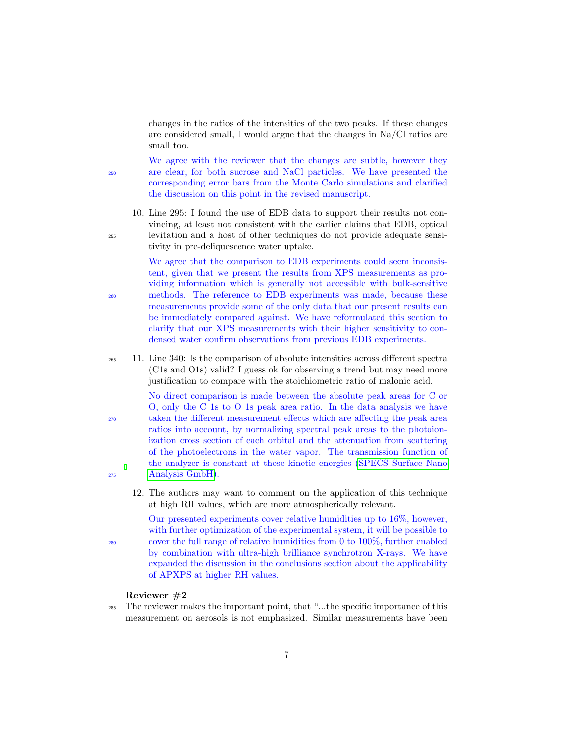changes in the ratios of the intensities of the two peaks. If these changes are considered small, I would argue that the changes in Na/Cl ratios are small too.

We agree with the reviewer that the changes are subtle, however they are clear, for both sucrose and NaCl particles. We have presented the corresponding error bars from the Monte Carlo simulations and clarified the discussion on this point in the revised manuscript.

10. Line 295: I found the use of EDB data to support their results not convincing, at least not consistent with the earlier claims that EDB, optical levitation and a host of other techniques do not provide adequate sensitivity in pre-deliquescence water uptake.

    We agree that the comparison to EDB experiments could seem inconsistent, given that we present the results from XPS measurements as providing information which is generally not accessible with bulk-sensitive methods. The reference to EDB experiments was made, because these measurements provide some of the only data that our present results can be immediately compared against. We have reformulated this section to clarify that our XPS measurements with their higher sensitivity to condensed water confirm observations from previous EDB experiments.

11. Line 340: Is the comparison of absolute intensities across different spectra (C1s and O1s) valid? I guess ok for observing a trend but may need more justification to compare with the stoichiometric ratio of malonic acid.

    No direct comparison is made between the absolute peak areas for C or O, only the C 1s to O 1s peak area ratio. In the data analysis we have taken the different measurement effects which are affecting the peak area ratios into account, by normalizing spectral peak areas to the photoionization cross section of each orbital and the attenuation from scattering of the photoelectrons in the water vapor. The transmission function of the analyzer is constant at these kinetic energies (SPECS Surface Nano Analysis GmbH).

12. The authors may want to comment on the application of this technique at high RH values, which are more atmospherically relevant.

    Our presented experiments cover relative humidities up to 16%, however, with further optimization of the experimental system, it will be possible to cover the full range of relative humidities from 0 to 100%, further enabled by combination with ultra-high brilliance synchrotron X-rays. We have expanded the discussion in the conclusions section about the applicability of APXPS at higher RH values.

**Reviewer #2**

The reviewer makes the important point, that "...the specific importance of this measurement on aerosols is not emphasized. Similar measurements have been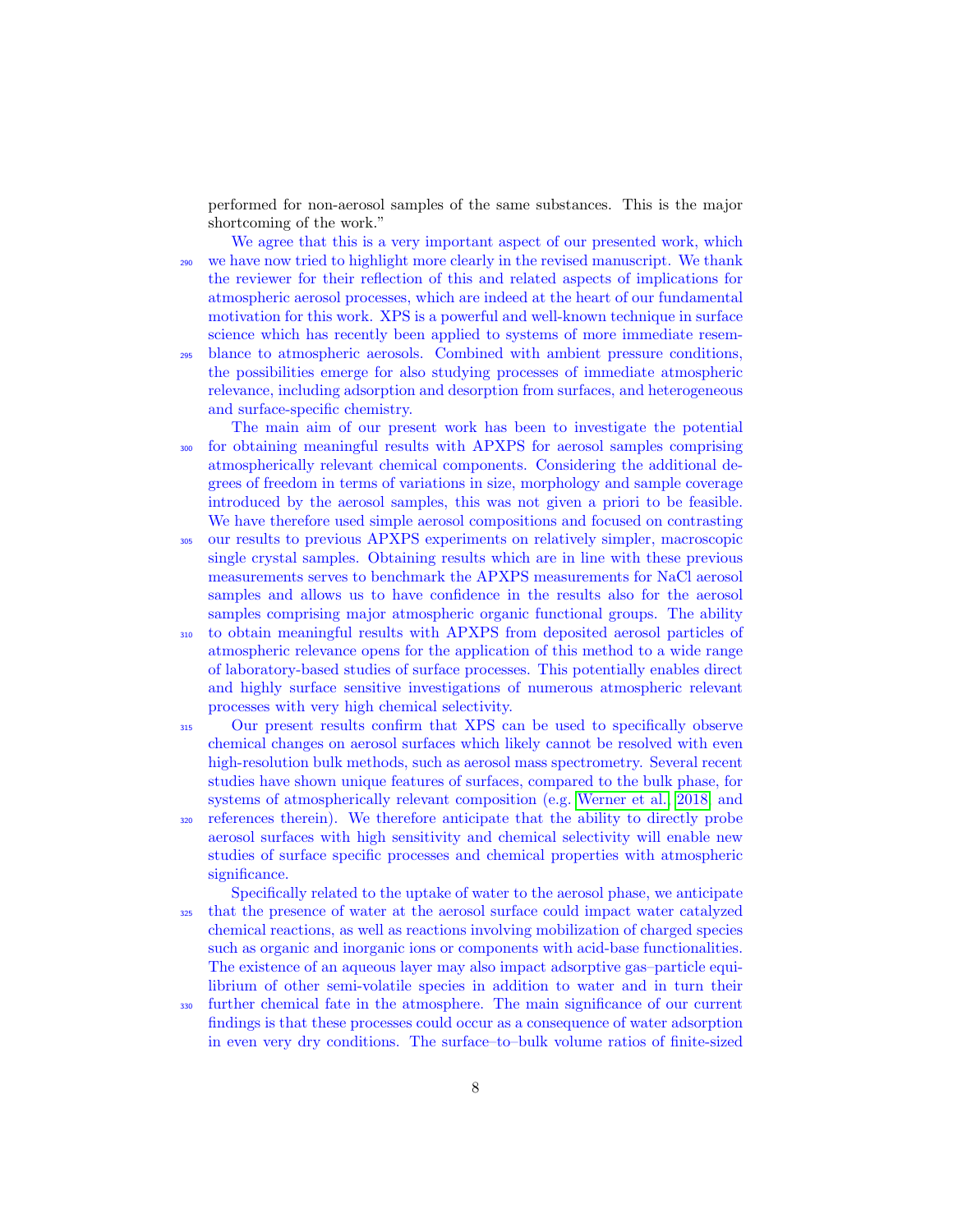performed for non-aerosol samples of the same substances. This is the major shortcoming of the work."

We agree that this is a very important aspect of our presented work, which we have now tried to highlight more clearly in the revised manuscript. We thank the reviewer for their reflection of this and related aspects of implications for atmospheric aerosol processes, which are indeed at the heart of our fundamental motivation for this work. XPS is a powerful and well-known technique in surface science which has recently been applied to systems of more immediate resemblance to atmospheric aerosols. Combined with ambient pressure conditions, the possibilities emerge for also studying processes of immediate atmospheric relevance, including adsorption and desorption from surfaces, and heterogeneous and surface-specific chemistry.

The main aim of our present work has been to investigate the potential for obtaining meaningful results with APXPS for aerosol samples comprising atmospherically relevant chemical components. Considering the additional degrees of freedom in terms of variations in size, morphology and sample coverage introduced by the aerosol samples, this was not given a priori to be feasible. We have therefore used simple aerosol compositions and focused on contrasting our results to previous APXPS experiments on relatively simpler, macroscopic single crystal samples. Obtaining results which are in line with these previous measurements serves to benchmark the APXPS measurements for NaCl aerosol samples and allows us to have confidence in the results also for the aerosol samples comprising major atmospheric organic functional groups. The ability to obtain meaningful results with APXPS from deposited aerosol particles of atmospheric relevance opens for the application of this method to a wide range of laboratory-based studies of surface processes. This potentially enables direct and highly surface sensitive investigations of numerous atmospheric relevant processes with very high chemical selectivity.

Our present results confirm that XPS can be used to specifically observe chemical changes on aerosol surfaces which likely cannot be resolved with even high-resolution bulk methods, such as aerosol mass spectrometry. Several recent studies have shown unique features of surfaces, compared to the bulk phase, for systems of atmospherically relevant composition (e.g. Werner et al. 2018 and references therein). We therefore anticipate that the ability to directly probe aerosol surfaces with high sensitivity and chemical selectivity will enable new studies of surface specific processes and chemical properties with atmospheric significance.

Specifically related to the uptake of water to the aerosol phase, we anticipate that the presence of water at the aerosol surface could impact water catalyzed chemical reactions, as well as reactions involving mobilization of charged species such as organic and inorganic ions or components with acid-base functionalities. The existence of an aqueous layer may also impact adsorptive gas–particle equilibrium of other semi-volatile species in addition to water and in turn their further chemical fate in the atmosphere. The main significance of our current findings is that these processes could occur as a consequence of water adsorption in even very dry conditions. The surface–to–bulk volume ratios of finite-sized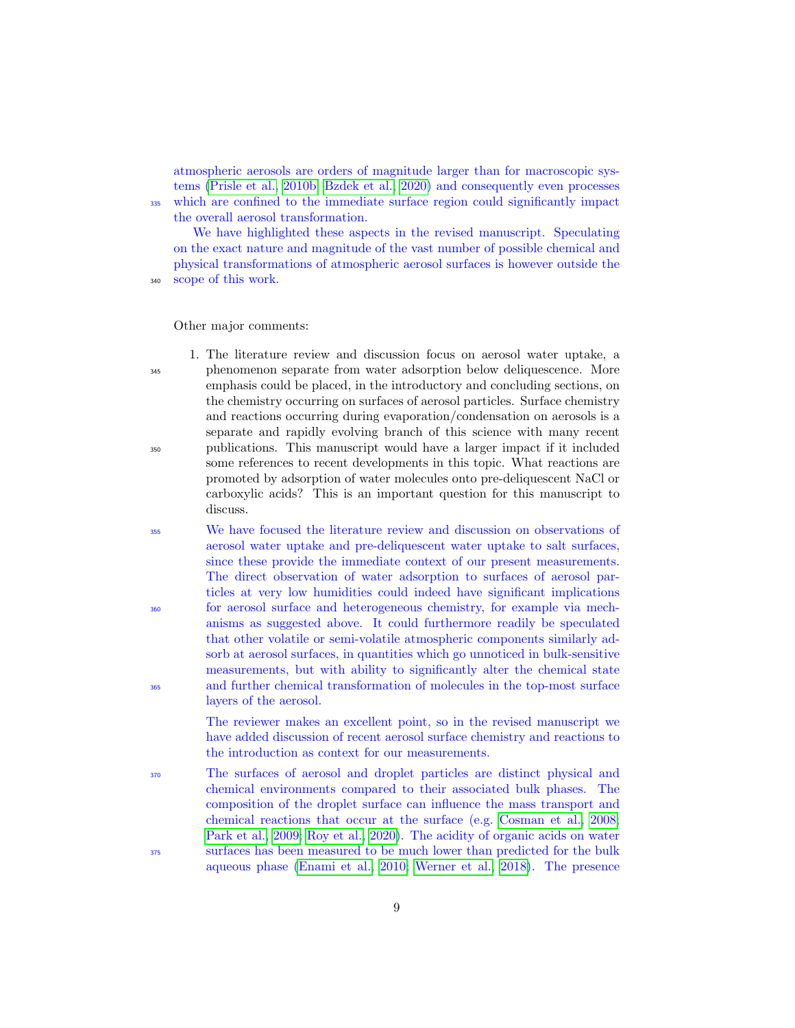atmospheric aerosols are orders of magnitude larger than for macroscopic systems (Prisle et al., 2010b; Bzdek et al., 2020) and consequently even processes which are confined to the immediate surface region could significantly impact the overall aerosol transformation.

We have highlighted these aspects in the revised manuscript. Speculating on the exact nature and magnitude of the vast number of possible chemical and physical transformations of atmospheric aerosol surfaces is however outside the scope of this work.

Other major comments:

1. The literature review and discussion focus on aerosol water uptake, a phenomenon separate from water adsorption below deliquescence. More emphasis could be placed, in the introductory and concluding sections, on the chemistry occurring on surfaces of aerosol particles. Surface chemistry and reactions occurring during evaporation/condensation on aerosols is a separate and rapidly evolving branch of this science with many recent publications. This manuscript would have a larger impact if it included some references to recent developments in this topic. What reactions are promoted by adsorption of water molecules onto pre-deliquescent NaCl or carboxylic acids? This is an important question for this manuscript to discuss.

   We have focused the literature review and discussion on observations of aerosol water uptake and pre-deliquescent water uptake to salt surfaces, since these provide the immediate context of our present measurements. The direct observation of water adsorption to surfaces of aerosol particles at very low humidities could indeed have significant implications for aerosol surface and heterogeneous chemistry, for example via mechanisms as suggested above. It could furthermore readily be speculated that other volatile or semi-volatile atmospheric components similarly adsorb at aerosol surfaces, in quantities which go unnoticed in bulk-sensitive measurements, but with ability to significantly alter the chemical state and further chemical transformation of molecules in the top-most surface layers of the aerosol.

   The reviewer makes an excellent point, so in the revised manuscript we have added discussion of recent aerosol surface chemistry and reactions to the introduction as context for our measurements.

   The surfaces of aerosol and droplet particles are distinct physical and chemical environments compared to their associated bulk phases. The composition of the droplet surface can influence the mass transport and chemical reactions that occur at the surface (e.g. Cosman et al., 2008; Park et al., 2009; Roy et al., 2020). The acidity of organic acids on water surfaces has been measured to be much lower than predicted for the bulk aqueous phase (Enami et al., 2010; Werner et al., 2018). The presence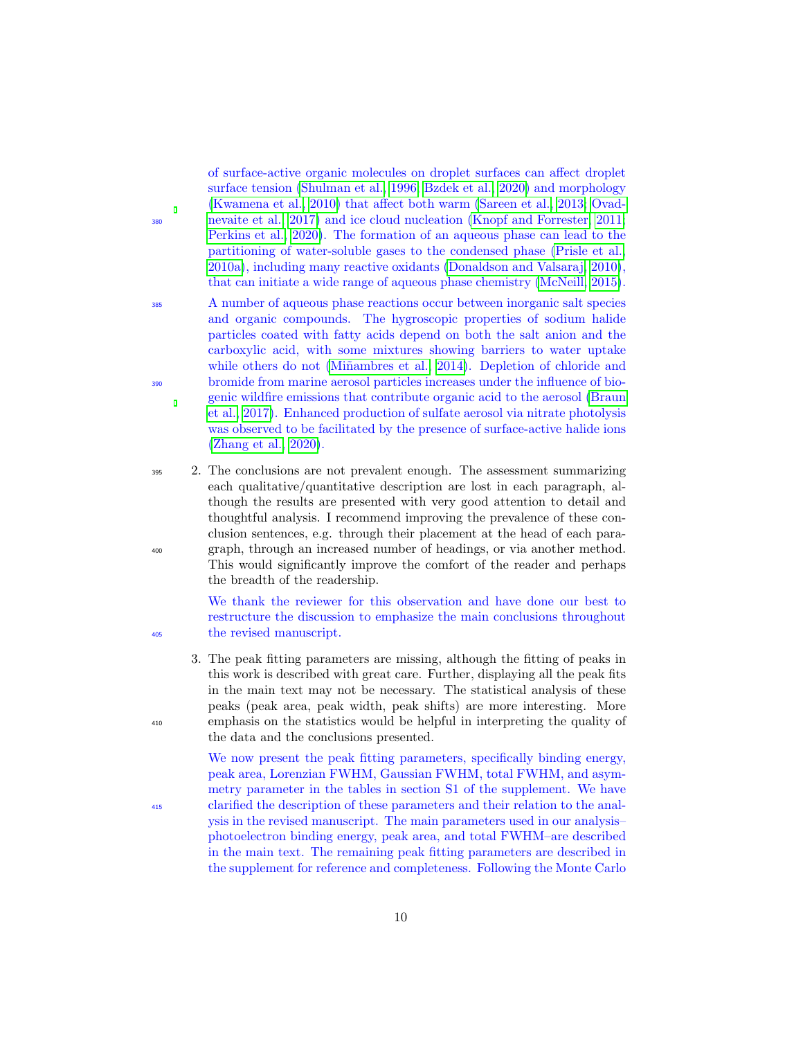of surface-active organic molecules on droplet surfaces can affect droplet surface tension (Shulman et al., 1996; Bzdek et al., 2020) and morphology (Kwamena et al., 2010) that affect both warm (Sareen et al., 2013; Ovadnevaite et al., 2017) and ice cloud nucleation (Knopf and Forrester, 2011; Perkins et al., 2020). The formation of an aqueous phase can lead to the partitioning of water-soluble gases to the condensed phase (Prisle et al., 2010a), including many reactive oxidants (Donaldson and Valsaraj, 2010), that can initiate a wide range of aqueous phase chemistry (McNeill, 2015).

A number of aqueous phase reactions occur between inorganic salt species and organic compounds. The hygroscopic properties of sodium halide particles coated with fatty acids depend on both the salt anion and the carboxylic acid, with some mixtures showing barriers to water uptake while others do not (Miñambres et al., 2014). Depletion of chloride and bromide from marine aerosol particles increases under the influence of biogenic wildfire emissions that contribute organic acid to the aerosol (Braun et al., 2017). Enhanced production of sulfate aerosol via nitrate photolysis was observed to be facilitated by the presence of surface-active halide ions (Zhang et al., 2020).

2. The conclusions are not prevalent enough. The assessment summarizing each qualitative/quantitative description are lost in each paragraph, although the results are presented with very good attention to detail and thoughtful analysis. I recommend improving the prevalence of these conclusion sentences, e.g. through their placement at the head of each paragraph, through an increased number of headings, or via another method. This would significantly improve the comfort of the reader and perhaps the breadth of the readership.

   We thank the reviewer for this observation and have done our best to restructure the discussion to emphasize the main conclusions throughout the revised manuscript.

3. The peak fitting parameters are missing, although the fitting of peaks in this work is described with great care. Further, displaying all the peak fits in the main text may not be necessary. The statistical analysis of these peaks (peak area, peak width, peak shifts) are more interesting. More emphasis on the statistics would be helpful in interpreting the quality of the data and the conclusions presented.

   We now present the peak fitting parameters, specifically binding energy, peak area, Lorenzian FWHM, Gaussian FWHM, total FWHM, and asymmetry parameter in the tables in section S1 of the supplement. We have clarified the description of these parameters and their relation to the analysis in the revised manuscript. The main parameters used in our analysis–photoelectron binding energy, peak area, and total FWHM–are described in the main text. The remaining peak fitting parameters are described in the supplement for reference and completeness. Following the Monte Carlo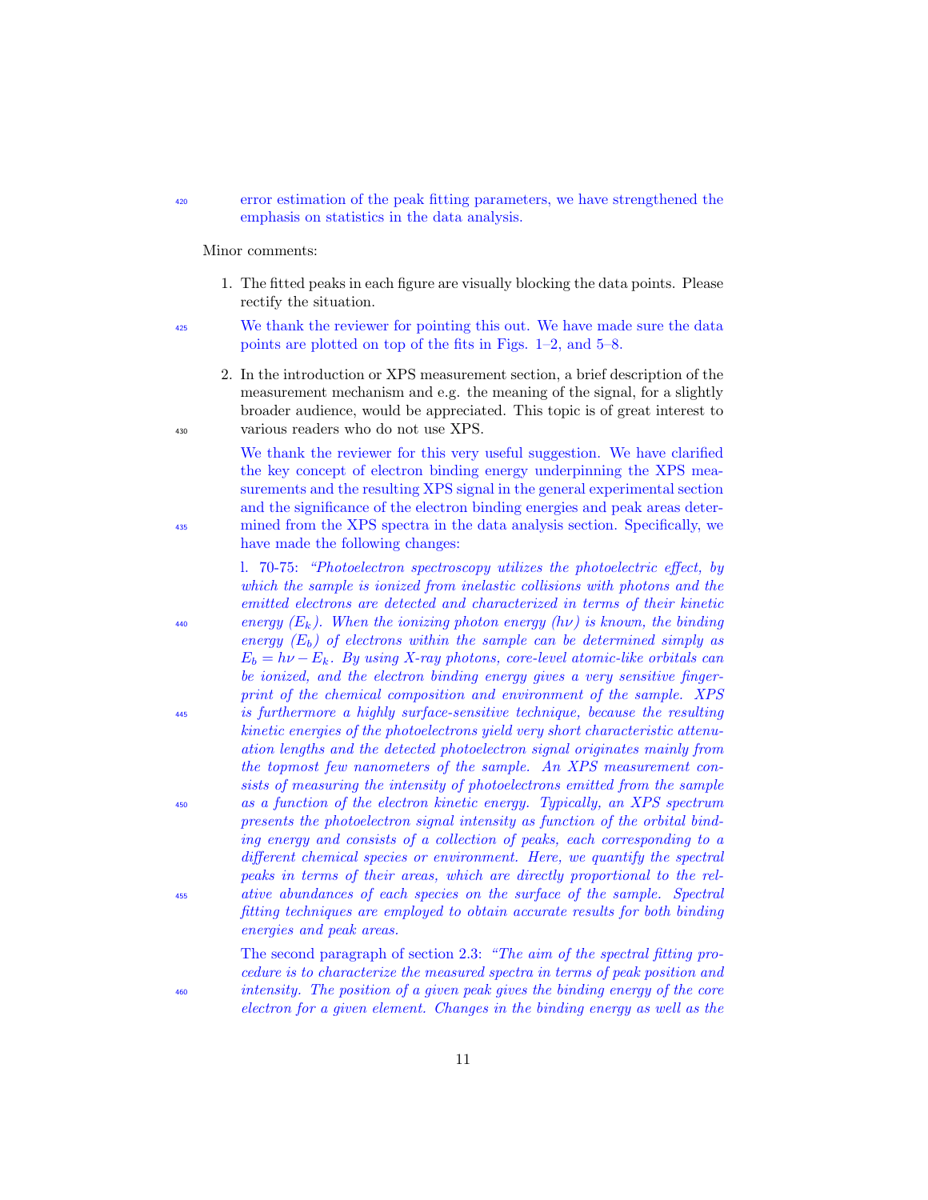error estimation of the peak fitting parameters, we have strengthened the emphasis on statistics in the data analysis.

Minor comments:

1. The fitted peaks in each figure are visually blocking the data points. Please rectify the situation.

   We thank the reviewer for pointing this out. We have made sure the data points are plotted on top of the fits in Figs. 1–2, and 5–8.

2. In the introduction or XPS measurement section, a brief description of the measurement mechanism and e.g. the meaning of the signal, for a slightly broader audience, would be appreciated. This topic is of great interest to various readers who do not use XPS.

   We thank the reviewer for this very useful suggestion. We have clarified the key concept of electron binding energy underpinning the XPS measurements and the resulting XPS signal in the general experimental section and the significance of the electron binding energies and peak areas determined from the XPS spectra in the data analysis section. Specifically, we have made the following changes:

   l. 70-75: *"Photoelectron spectroscopy utilizes the photoelectric effect, by which the sample is ionized from inelastic collisions with photons and the emitted electrons are detected and characterized in terms of their kinetic energy ($E_k$). When the ionizing photon energy ($h\nu$) is known, the binding energy ($E_b$) of electrons within the sample can be determined simply as $E_b = h\nu - E_k$. By using X-ray photons, core-level atomic-like orbitals can be ionized, and the electron binding energy gives a very sensitive fingerprint of the chemical composition and environment of the sample. XPS is furthermore a highly surface-sensitive technique, because the resulting kinetic energies of the photoelectrons yield very short characteristic attenuation lengths and the detected photoelectron signal originates mainly from the topmost few nanometers of the sample. An XPS measurement consists of measuring the intensity of photoelectrons emitted from the sample as a function of the electron kinetic energy. Typically, an XPS spectrum presents the photoelectron signal intensity as function of the orbital binding energy and consists of a collection of peaks, each corresponding to a different chemical species or environment. Here, we quantify the spectral peaks in terms of their areas, which are directly proportional to the relative abundances of each species on the surface of the sample. Spectral fitting techniques are employed to obtain accurate results for both binding energies and peak areas.*

   The second paragraph of section 2.3: *"The aim of the spectral fitting procedure is to characterize the measured spectra in terms of peak position and intensity. The position of a given peak gives the binding energy of the core electron for a given element. Changes in the binding energy as well as the*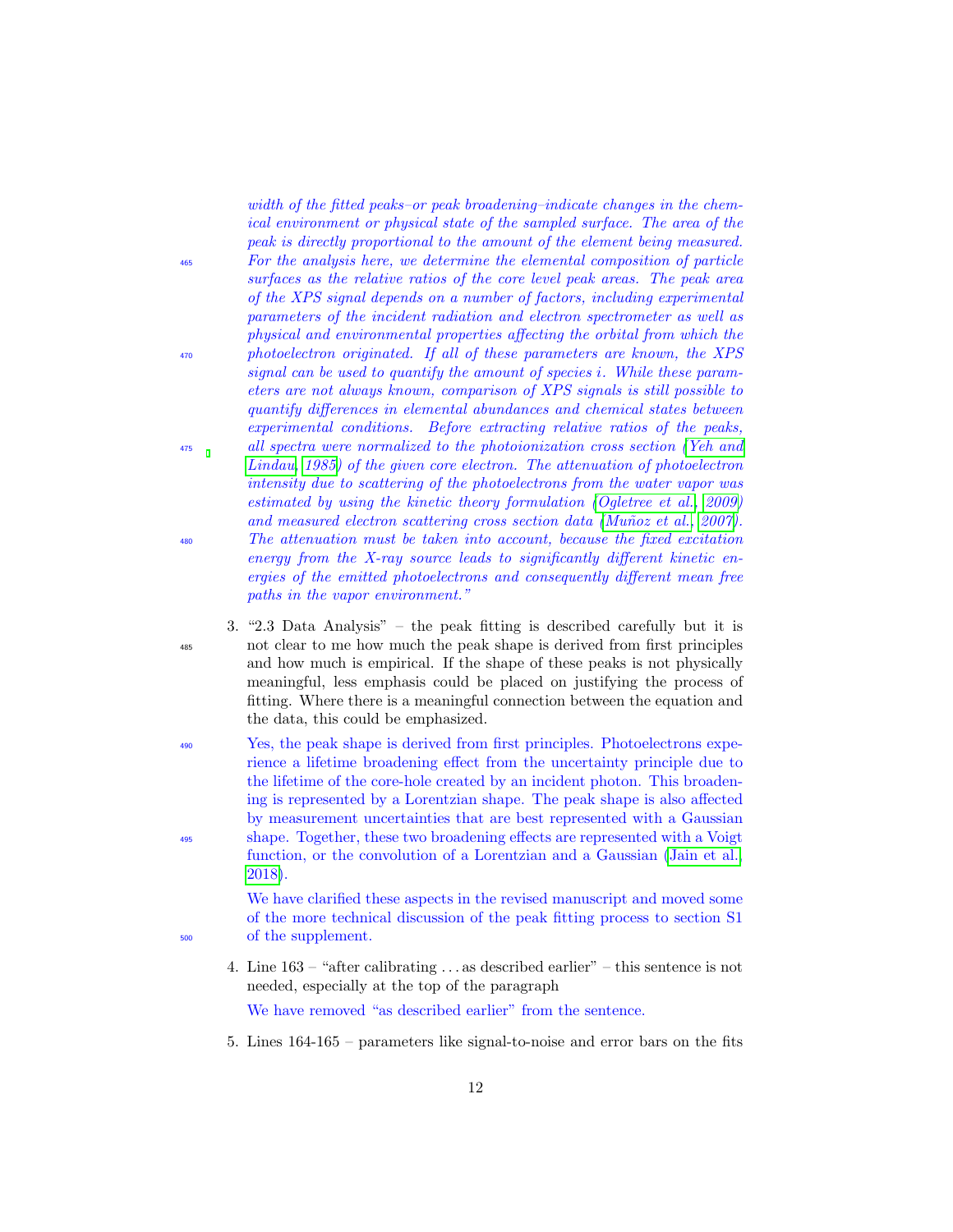*width of the fitted peaks–or peak broadening–indicate changes in the chemical environment or physical state of the sampled surface. The area of the peak is directly proportional to the amount of the element being measured. For the analysis here, we determine the elemental composition of particle surfaces as the relative ratios of the core level peak areas. The peak area of the XPS signal depends on a number of factors, including experimental parameters of the incident radiation and electron spectrometer as well as physical and environmental properties affecting the orbital from which the photoelectron originated. If all of these parameters are known, the XPS signal can be used to quantify the amount of species $i$. While these parameters are not always known, comparison of XPS signals is still possible to quantify differences in elemental abundances and chemical states between experimental conditions. Before extracting relative ratios of the peaks, all spectra were normalized to the photoionization cross section (Yeh and Lindau, 1985) of the given core electron. The attenuation of photoelectron intensity due to scattering of the photoelectrons from the water vapor was estimated by using the kinetic theory formulation (Ogletree et al., 2009) and measured electron scattering cross section data (Muñoz et al., 2007). The attenuation must be taken into account, because the fixed excitation energy from the X-ray source leads to significantly different kinetic energies of the emitted photoelectrons and consequently different mean free paths in the vapor environment."*

3. "2.3 Data Analysis" – the peak fitting is described carefully but it is not clear to me how much the peak shape is derived from first principles and how much is empirical. If the shape of these peaks is not physically meaningful, less emphasis could be placed on justifying the process of fitting. Where there is a meaningful connection between the equation and the data, this could be emphasized.

   Yes, the peak shape is derived from first principles. Photoelectrons experience a lifetime broadening effect from the uncertainty principle due to the lifetime of the core-hole created by an incident photon. This broadening is represented by a Lorentzian shape. The peak shape is also affected by measurement uncertainties that are best represented with a Gaussian shape. Together, these two broadening effects are represented with a Voigt function, or the convolution of a Lorentzian and a Gaussian (Jain et al., 2018).

   We have clarified these aspects in the revised manuscript and moved some of the more technical discussion of the peak fitting process to section S1 of the supplement.

4. Line 163 – "after calibrating . . . as described earlier" – this sentence is not needed, especially at the top of the paragraph

   We have removed "as described earlier" from the sentence.

5. Lines 164-165 – parameters like signal-to-noise and error bars on the fits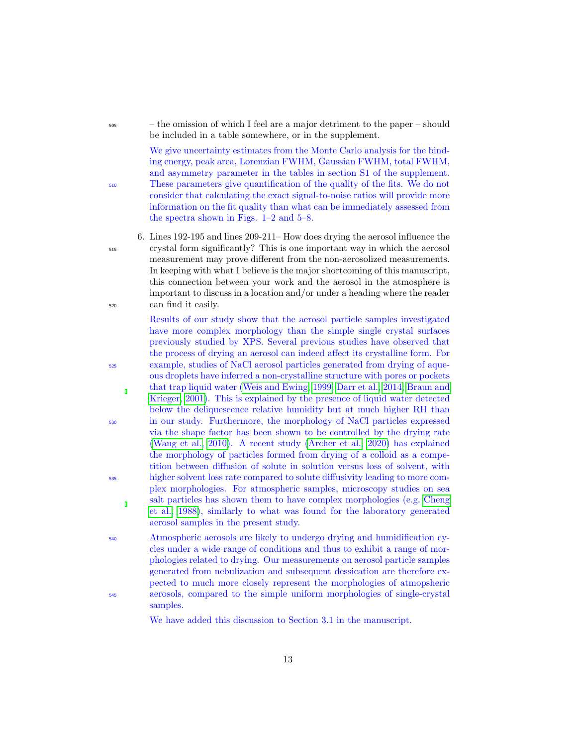– the omission of which I feel are a major detriment to the paper – should be included in a table somewhere, or in the supplement.

We give uncertainty estimates from the Monte Carlo analysis for the binding energy, peak area, Lorenzian FWHM, Gaussian FWHM, total FWHM, and asymmetry parameter in the tables in section S1 of the supplement. These parameters give quantification of the quality of the fits. We do not consider that calculating the exact signal-to-noise ratios will provide more information on the fit quality than what can be immediately assessed from the spectra shown in Figs. 1–2 and 5–8.

6. Lines 192-195 and lines 209-211– How does drying the aerosol influence the crystal form significantly? This is one important way in which the aerosol measurement may prove different from the non-aerosolized measurements. In keeping with what I believe is the major shortcoming of this manuscript, this connection between your work and the aerosol in the atmosphere is important to discuss in a location and/or under a heading where the reader can find it easily.

   Results of our study show that the aerosol particle samples investigated have more complex morphology than the simple single crystal surfaces previously studied by XPS. Several previous studies have observed that the process of drying an aerosol can indeed affect its crystalline form. For example, studies of NaCl aerosol particles generated from drying of aqueous droplets have inferred a non-crystalline structure with pores or pockets that trap liquid water (Weis and Ewing, 1999; Darr et al., 2014; Braun and Krieger, 2001). This is explained by the presence of liquid water detected below the deliquescence relative humidity but at much higher RH than in our study. Furthermore, the morphology of NaCl particles expressed via the shape factor has been shown to be controlled by the drying rate (Wang et al., 2010). A recent study (Archer et al., 2020) has explained the morphology of particles formed from drying of a colloid as a competition between diffusion of solute in solution versus loss of solvent, with higher solvent loss rate compared to solute diffusivity leading to more complex morphologies. For atmospheric samples, microscopy studies on sea salt particles has shown them to have complex morphologies (e.g. Cheng et al., 1988), similarly to what was found for the laboratory generated aerosol samples in the present study.

   Atmospheric aerosols are likely to undergo drying and humidification cycles under a wide range of conditions and thus to exhibit a range of morphologies related to drying. Our measurements on aerosol particle samples generated from nebulization and subsequent dessication are therefore expected to much more closely represent the morphologies of atmopsheric aerosols, compared to the simple uniform morphologies of single-crystal samples.

   We have added this discussion to Section 3.1 in the manuscript.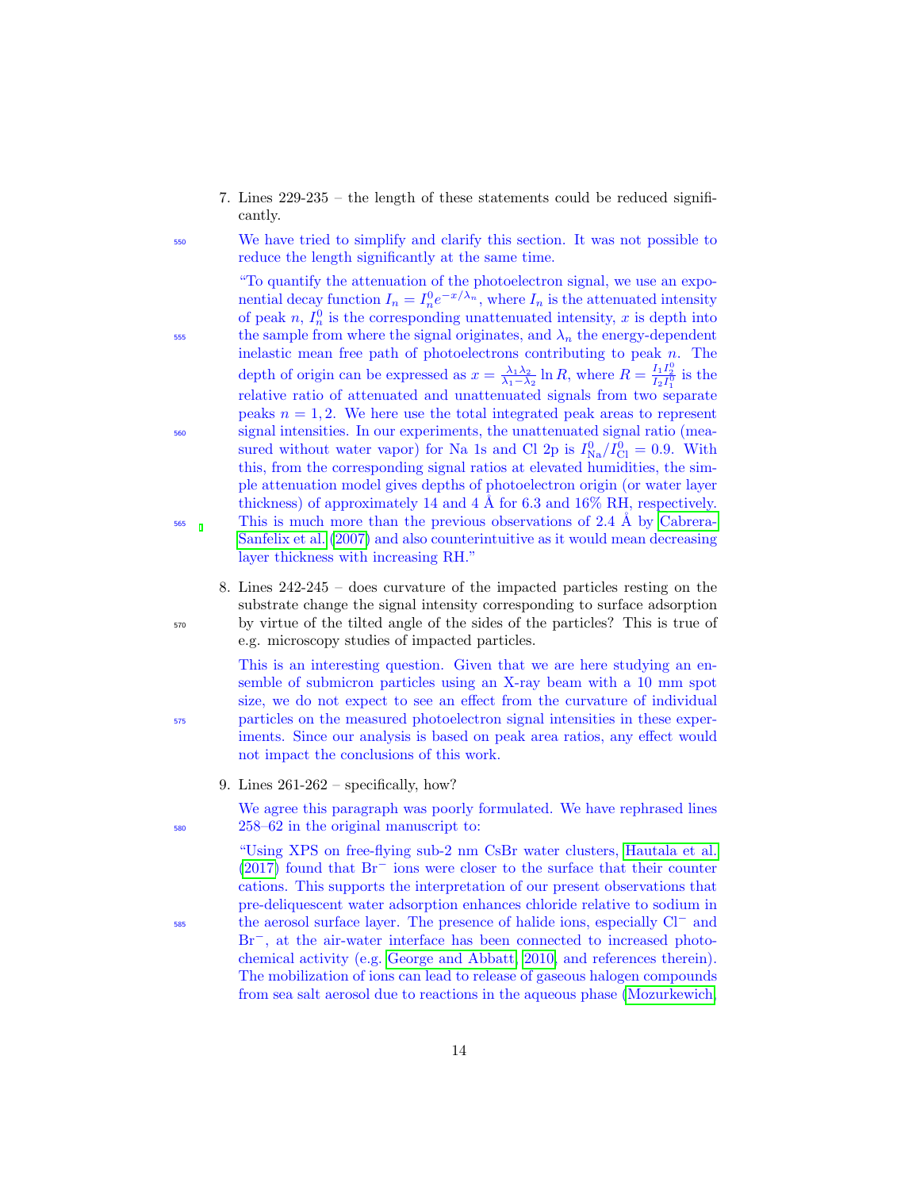7. Lines 229-235 – the length of these statements could be reduced significantly.

   We have tried to simplify and clarify this section. It was not possible to reduce the length significantly at the same time.

   "To quantify the attenuation of the photoelectron signal, we use an exponential decay function $I_n = I_n^0 e^{-x/\lambda_n}$, where $I_n$ is the attenuated intensity of peak $n$, $I_n^0$ is the corresponding unattenuated intensity, $x$ is depth into the sample from where the signal originates, and $\lambda_n$ the energy-dependent inelastic mean free path of photoelectrons contributing to peak $n$. The depth of origin can be expressed as $x = \frac{\lambda_1 \lambda_2}{\lambda_1 - \lambda_2} \ln R$, where $R = \frac{I_1 I_2^0}{I_2 I_1^0}$ is the relative ratio of attenuated and unattenuated signals from two separate peaks $n = 1, 2$. We here use the total integrated peak areas to represent signal intensities. In our experiments, the unattenuated signal ratio (measured without water vapor) for Na 1s and Cl 2p is $I_{\mathrm{Na}}^0 / I_{\mathrm{Cl}}^0 = 0.9$. With this, from the corresponding signal ratios at elevated humidities, the simple attenuation model gives depths of photoelectron origin (or water layer thickness) of approximately 14 and 4 Å for 6.3 and 16% RH, respectively. This is much more than the previous observations of 2.4 Å by Cabrera-Sanfelix et al. (2007) and also counterintuitive as it would mean decreasing layer thickness with increasing RH."

8. Lines 242-245 – does curvature of the impacted particles resting on the substrate change the signal intensity corresponding to surface adsorption by virtue of the tilted angle of the sides of the particles? This is true of e.g. microscopy studies of impacted particles.

   This is an interesting question. Given that we are here studying an ensemble of submicron particles using an X-ray beam with a 10 mm spot size, we do not expect to see an effect from the curvature of individual particles on the measured photoelectron signal intensities in these experiments. Since our analysis is based on peak area ratios, any effect would not impact the conclusions of this work.

9. Lines 261-262 – specifically, how?

   We agree this paragraph was poorly formulated. We have rephrased lines 258–62 in the original manuscript to:

   "Using XPS on free-flying sub-2 nm CsBr water clusters, Hautala et al. (2017) found that $Br^-$ ions were closer to the surface that their counter cations. This supports the interpretation of our present observations that pre-deliquescent water adsorption enhances chloride relative to sodium in the aerosol surface layer. The presence of halide ions, especially $Cl^-$ and $Br^-$, at the air-water interface has been connected to increased photochemical activity (e.g. George and Abbatt, 2010, and references therein). The mobilization of ions can lead to release of gaseous halogen compounds from sea salt aerosol due to reactions in the aqueous phase (Mozurkewich,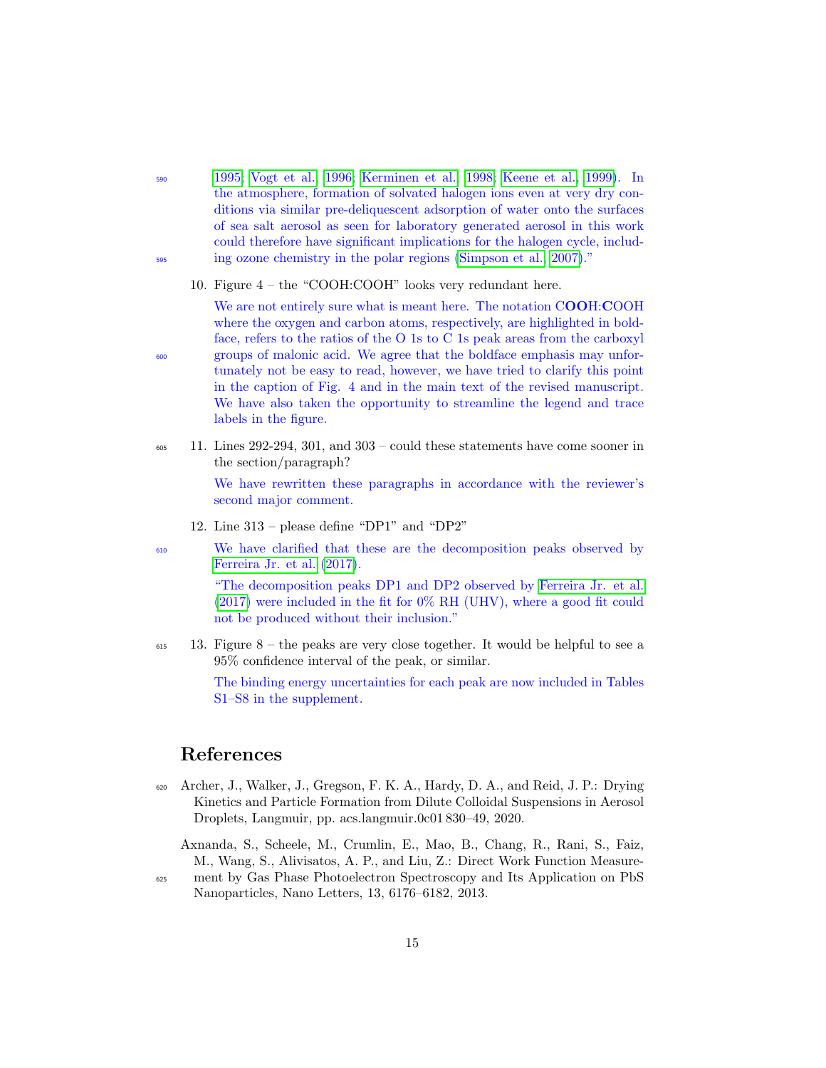1995; Vogt et al., 1996; Kerminen et al., 1998; Keene et al., 1999). In the atmosphere, formation of solvated halogen ions even at very dry conditions via similar pre-deliquescent adsorption of water onto the surfaces of sea salt aerosol as seen for laboratory generated aerosol in this work could therefore have significant implications for the halogen cycle, including ozone chemistry in the polar regions (Simpson et al., 2007)."

10. Figure 4 – the "COOH:COOH" looks very redundant here.

    We are not entirely sure what is meant here. The notation C**OO**H:**C**OOH where the oxygen and carbon atoms, respectively, are highlighted in boldface, refers to the ratios of the O 1s to C 1s peak areas from the carboxyl groups of malonic acid. We agree that the boldface emphasis may unfortunately not be easy to read, however, we have tried to clarify this point in the caption of Fig. 4 and in the main text of the revised manuscript. We have also taken the opportunity to streamline the legend and trace labels in the figure.

11. Lines 292-294, 301, and 303 – could these statements have come sooner in the section/paragraph?

    We have rewritten these paragraphs in accordance with the reviewer's second major comment.

12. Line 313 – please define "DP1" and "DP2"

    We have clarified that these are the decomposition peaks observed by Ferreira Jr. et al. (2017).

    "The decomposition peaks DP1 and DP2 observed by Ferreira Jr. et al. (2017) were included in the fit for 0% RH (UHV), where a good fit could not be produced without their inclusion."

13. Figure 8 – the peaks are very close together. It would be helpful to see a 95% confidence interval of the peak, or similar.

    The binding energy uncertainties for each peak are now included in Tables S1–S8 in the supplement.

## References

Archer, J., Walker, J., Gregson, F. K. A., Hardy, D. A., and Reid, J. P.: Drying Kinetics and Particle Formation from Dilute Colloidal Suspensions in Aerosol Droplets, Langmuir, pp. acs.langmuir.0c01 830–49, 2020.

Axnanda, S., Scheele, M., Crumlin, E., Mao, B., Chang, R., Rani, S., Faiz, M., Wang, S., Alivisatos, A. P., and Liu, Z.: Direct Work Function Measurement by Gas Phase Photoelectron Spectroscopy and Its Application on PbS Nanoparticles, Nano Letters, 13, 6176–6182, 2013.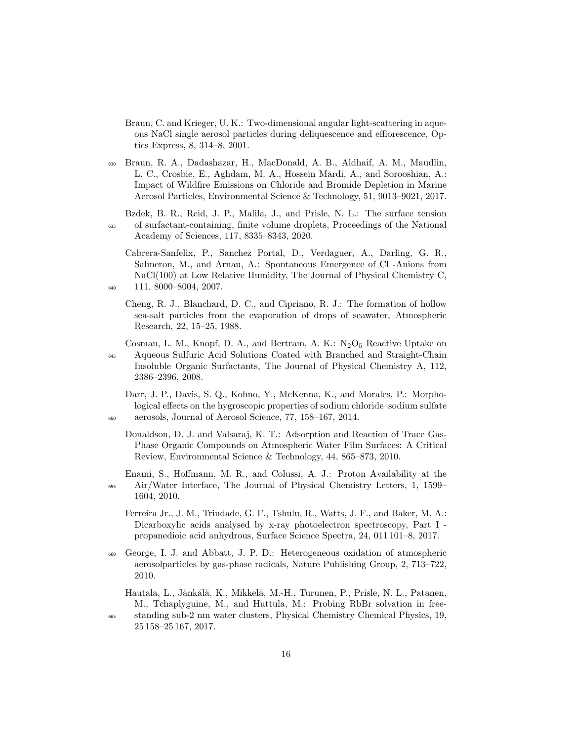Braun, C. and Krieger, U. K.: Two-dimensional angular light-scattering in aqueous NaCl single aerosol particles during deliquescence and efflorescence, Optics Express, 8, 314–8, 2001.

Braun, R. A., Dadashazar, H., MacDonald, A. B., Aldhaif, A. M., Maudlin, L. C., Crosbie, E., Aghdam, M. A., Hossein Mardi, A., and Sorooshian, A.: Impact of Wildfire Emissions on Chloride and Bromide Depletion in Marine Aerosol Particles, Environmental Science & Technology, 51, 9013–9021, 2017.

Bzdek, B. R., Reid, J. P., Malila, J., and Prisle, N. L.: The surface tension of surfactant-containing, finite volume droplets, Proceedings of the National Academy of Sciences, 117, 8335–8343, 2020.

Cabrera-Sanfelix, P., Sanchez Portal, D., Verdaguer, A., Darling, G. R., Salmeron, M., and Arnau, A.: Spontaneous Emergence of Cl -Anions from NaCl(100) at Low Relative Humidity, The Journal of Physical Chemistry C, 111, 8000–8004, 2007.

Cheng, R. J., Blanchard, D. C., and Cipriano, R. J.: The formation of hollow sea-salt particles from the evaporation of drops of seawater, Atmospheric Research, 22, 15–25, 1988.

Cosman, L. M., Knopf, D. A., and Bertram, A. K.: $N_2O_5$ Reactive Uptake on Aqueous Sulfuric Acid Solutions Coated with Branched and Straight-Chain Insoluble Organic Surfactants, The Journal of Physical Chemistry A, 112, 2386–2396, 2008.

Darr, J. P., Davis, S. Q., Kohno, Y., McKenna, K., and Morales, P.: Morphological effects on the hygroscopic properties of sodium chloride–sodium sulfate aerosols, Journal of Aerosol Science, 77, 158–167, 2014.

Donaldson, D. J. and Valsaraj, K. T.: Adsorption and Reaction of Trace Gas-Phase Organic Compounds on Atmospheric Water Film Surfaces: A Critical Review, Environmental Science & Technology, 44, 865–873, 2010.

Enami, S., Hoffmann, M. R., and Colussi, A. J.: Proton Availability at the Air/Water Interface, The Journal of Physical Chemistry Letters, 1, 1599–1604, 2010.

Ferreira Jr., J. M., Trindade, G. F., Tshulu, R., Watts, J. F., and Baker, M. A.: Dicarboxylic acids analysed by x-ray photoelectron spectroscopy, Part I - propanedioic acid anhydrous, Surface Science Spectra, 24, 011 101–8, 2017.

George, I. J. and Abbatt, J. P. D.: Heterogeneous oxidation of atmospheric aerosolparticles by gas-phase radicals, Nature Publishing Group, 2, 713–722, 2010.

Hautala, L., Jänkälä, K., Mikkelä, M.-H., Turunen, P., Prisle, N. L., Patanen, M., Tchaplyguine, M., and Huttula, M.: Probing RbBr solvation in free-standing sub-2 nm water clusters, Physical Chemistry Chemical Physics, 19, 25 158–25 167, 2017.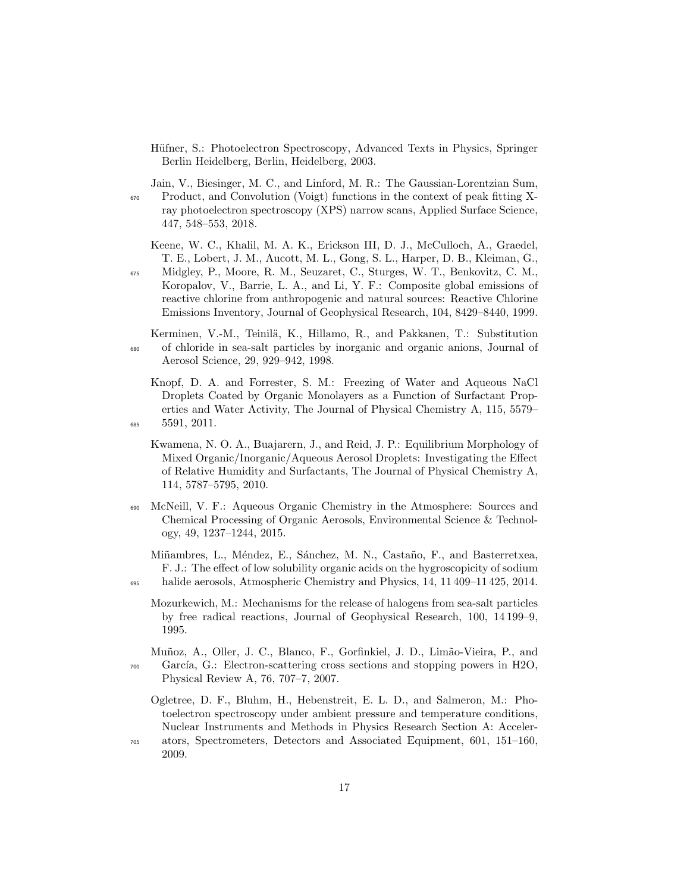Hüfner, S.: Photoelectron Spectroscopy, Advanced Texts in Physics, Springer Berlin Heidelberg, Berlin, Heidelberg, 2003.

Jain, V., Biesinger, M. C., and Linford, M. R.: The Gaussian-Lorentzian Sum, Product, and Convolution (Voigt) functions in the context of peak fitting X-ray photoelectron spectroscopy (XPS) narrow scans, Applied Surface Science, 447, 548–553, 2018.

Keene, W. C., Khalil, M. A. K., Erickson III, D. J., McCulloch, A., Graedel, T. E., Lobert, J. M., Aucott, M. L., Gong, S. L., Harper, D. B., Kleiman, G., Midgley, P., Moore, R. M., Seuzaret, C., Sturges, W. T., Benkovitz, C. M., Koropalov, V., Barrie, L. A., and Li, Y. F.: Composite global emissions of reactive chlorine from anthropogenic and natural sources: Reactive Chlorine Emissions Inventory, Journal of Geophysical Research, 104, 8429–8440, 1999.

Kerminen, V.-M., Teinilä, K., Hillamo, R., and Pakkanen, T.: Substitution of chloride in sea-salt particles by inorganic and organic anions, Journal of Aerosol Science, 29, 929–942, 1998.

Knopf, D. A. and Forrester, S. M.: Freezing of Water and Aqueous NaCl Droplets Coated by Organic Monolayers as a Function of Surfactant Properties and Water Activity, The Journal of Physical Chemistry A, 115, 5579–5591, 2011.

Kwamena, N. O. A., Buajarern, J., and Reid, J. P.: Equilibrium Morphology of Mixed Organic/Inorganic/Aqueous Aerosol Droplets: Investigating the Effect of Relative Humidity and Surfactants, The Journal of Physical Chemistry A, 114, 5787–5795, 2010.

McNeill, V. F.: Aqueous Organic Chemistry in the Atmosphere: Sources and Chemical Processing of Organic Aerosols, Environmental Science & Technology, 49, 1237–1244, 2015.

Miñambres, L., Méndez, E., Sánchez, M. N., Castaño, F., and Basterretxea, F. J.: The effect of low solubility organic acids on the hygroscopicity of sodium halide aerosols, Atmospheric Chemistry and Physics, 14, 11 409–11 425, 2014.

Mozurkewich, M.: Mechanisms for the release of halogens from sea-salt particles by free radical reactions, Journal of Geophysical Research, 100, 14 199–9, 1995.

Muñoz, A., Oller, J. C., Blanco, F., Gorfinkiel, J. D., Limão-Vieira, P., and García, G.: Electron-scattering cross sections and stopping powers in H2O, Physical Review A, 76, 707–7, 2007.

Ogletree, D. F., Bluhm, H., Hebenstreit, E. L. D., and Salmeron, M.: Photoelectron spectroscopy under ambient pressure and temperature conditions, Nuclear Instruments and Methods in Physics Research Section A: Accelerators, Spectrometers, Detectors and Associated Equipment, 601, 151–160, 2009.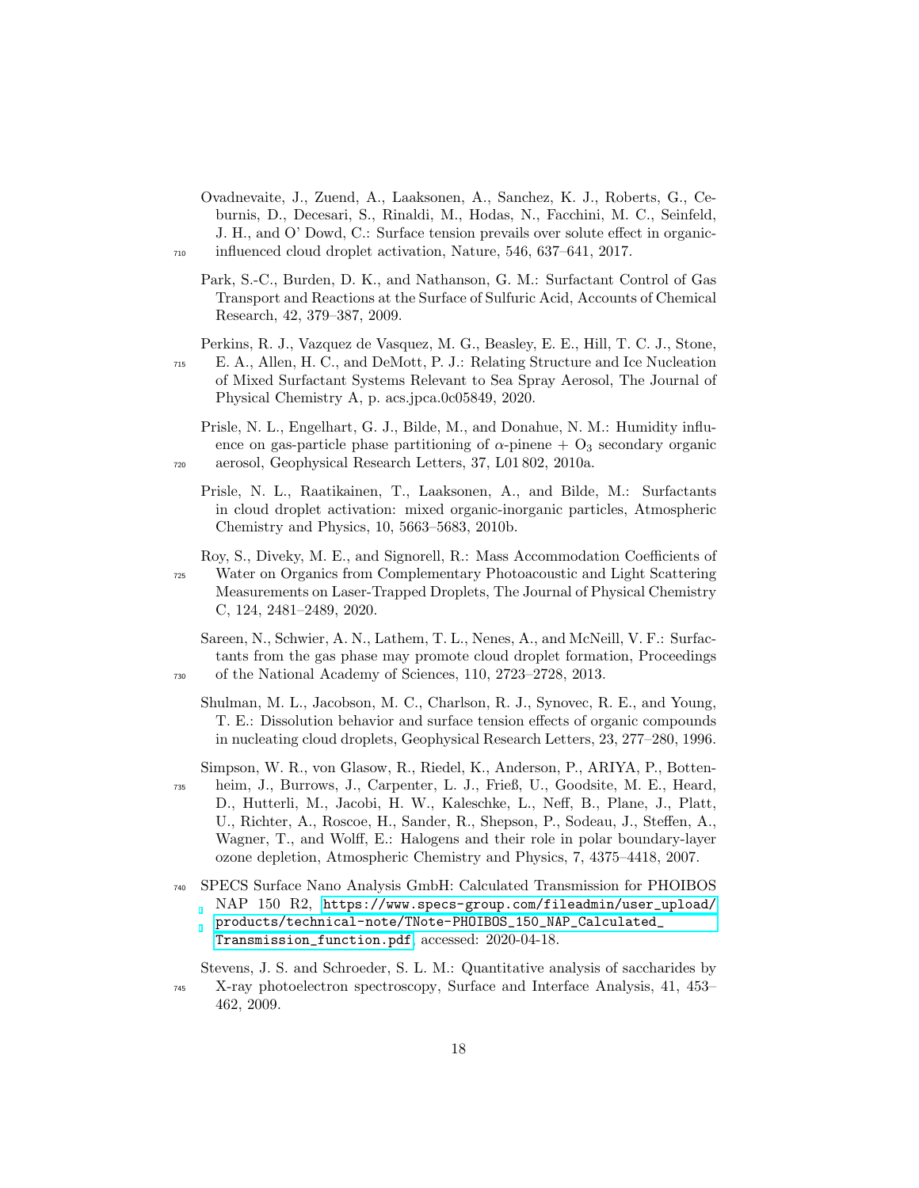Ovadnevaite, J., Zuend, A., Laaksonen, A., Sanchez, K. J., Roberts, G., Ceburnis, D., Decesari, S., Rinaldi, M., Hodas, N., Facchini, M. C., Seinfeld, J. H., and O' Dowd, C.: Surface tension prevails over solute effect in organic-influenced cloud droplet activation, Nature, 546, 637–641, 2017.

Park, S.-C., Burden, D. K., and Nathanson, G. M.: Surfactant Control of Gas Transport and Reactions at the Surface of Sulfuric Acid, Accounts of Chemical Research, 42, 379–387, 2009.

Perkins, R. J., Vazquez de Vasquez, M. G., Beasley, E. E., Hill, T. C. J., Stone, E. A., Allen, H. C., and DeMott, P. J.: Relating Structure and Ice Nucleation of Mixed Surfactant Systems Relevant to Sea Spray Aerosol, The Journal of Physical Chemistry A, p. acs.jpca.0c05849, 2020.

Prisle, N. L., Engelhart, G. J., Bilde, M., and Donahue, N. M.: Humidity influence on gas-particle phase partitioning of $\alpha$-pinene + $O_3$ secondary organic aerosol, Geophysical Research Letters, 37, L01802, 2010a.

Prisle, N. L., Raatikainen, T., Laaksonen, A., and Bilde, M.: Surfactants in cloud droplet activation: mixed organic-inorganic particles, Atmospheric Chemistry and Physics, 10, 5663–5683, 2010b.

Roy, S., Diveky, M. E., and Signorell, R.: Mass Accommodation Coefficients of Water on Organics from Complementary Photoacoustic and Light Scattering Measurements on Laser-Trapped Droplets, The Journal of Physical Chemistry C, 124, 2481–2489, 2020.

Sareen, N., Schwier, A. N., Lathem, T. L., Nenes, A., and McNeill, V. F.: Surfactants from the gas phase may promote cloud droplet formation, Proceedings of the National Academy of Sciences, 110, 2723–2728, 2013.

Shulman, M. L., Jacobson, M. C., Charlson, R. J., Synovec, R. E., and Young, T. E.: Dissolution behavior and surface tension effects of organic compounds in nucleating cloud droplets, Geophysical Research Letters, 23, 277–280, 1996.

Simpson, W. R., von Glasow, R., Riedel, K., Anderson, P., ARIYA, P., Bottenheim, J., Burrows, J., Carpenter, L. J., Frieß, U., Goodsite, M. E., Heard, D., Hutterli, M., Jacobi, H. W., Kaleschke, L., Neff, B., Plane, J., Platt, U., Richter, A., Roscoe, H., Sander, R., Shepson, P., Sodeau, J., Steffen, A., Wagner, T., and Wolff, E.: Halogens and their role in polar boundary-layer ozone depletion, Atmospheric Chemistry and Physics, 7, 4375–4418, 2007.

SPECS Surface Nano Analysis GmbH: Calculated Transmission for PHOIBOS NAP 150 R2, https://www.specs-group.com/fileadmin/user_upload/products/technical-note/TNote-PHOIBOS_150_NAP_Calculated_Transmission_function.pdf, accessed: 2020-04-18.

Stevens, J. S. and Schroeder, S. L. M.: Quantitative analysis of saccharides by X-ray photoelectron spectroscopy, Surface and Interface Analysis, 41, 453–462, 2009.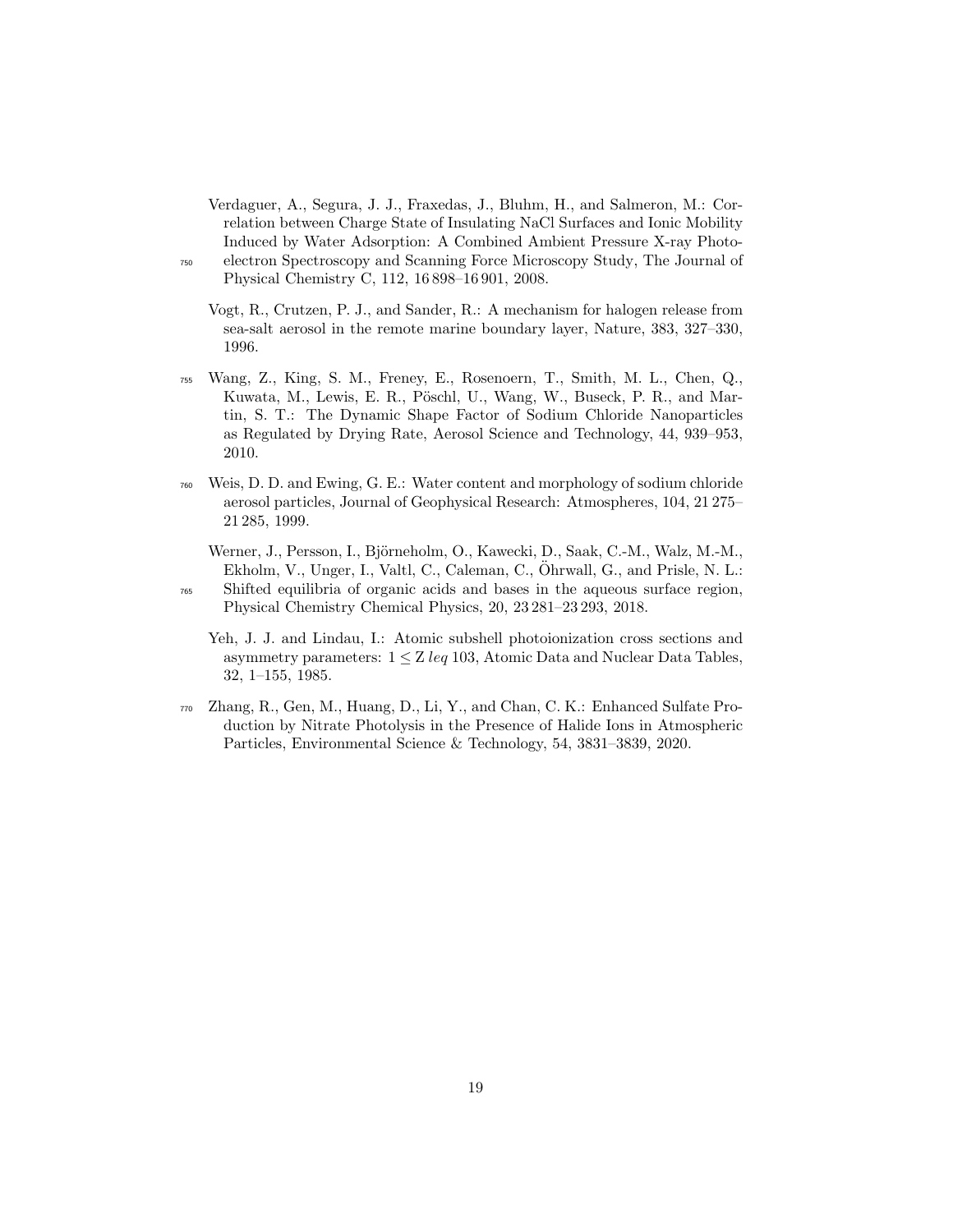Verdaguer, A., Segura, J. J., Fraxedas, J., Bluhm, H., and Salmeron, M.: Correlation between Charge State of Insulating NaCl Surfaces and Ionic Mobility Induced by Water Adsorption: A Combined Ambient Pressure X-ray Photoelectron Spectroscopy and Scanning Force Microscopy Study, The Journal of Physical Chemistry C, 112, 16 898–16 901, 2008.

Vogt, R., Crutzen, P. J., and Sander, R.: A mechanism for halogen release from sea-salt aerosol in the remote marine boundary layer, Nature, 383, 327–330, 1996.

Wang, Z., King, S. M., Freney, E., Rosenoern, T., Smith, M. L., Chen, Q., Kuwata, M., Lewis, E. R., Pöschl, U., Wang, W., Buseck, P. R., and Martin, S. T.: The Dynamic Shape Factor of Sodium Chloride Nanoparticles as Regulated by Drying Rate, Aerosol Science and Technology, 44, 939–953, 2010.

Weis, D. D. and Ewing, G. E.: Water content and morphology of sodium chloride aerosol particles, Journal of Geophysical Research: Atmospheres, 104, 21 275–21 285, 1999.

Werner, J., Persson, I., Björneholm, O., Kawecki, D., Saak, C.-M., Walz, M.-M., Ekholm, V., Unger, I., Valtl, C., Caleman, C., Öhrwall, G., and Prisle, N. L.: Shifted equilibria of organic acids and bases in the aqueous surface region, Physical Chemistry Chemical Physics, 20, 23 281–23 293, 2018.

Yeh, J. J. and Lindau, I.: Atomic subshell photoionization cross sections and asymmetry parameters: $1 \leq$ Z *leq* 103, Atomic Data and Nuclear Data Tables, 32, 1–155, 1985.

Zhang, R., Gen, M., Huang, D., Li, Y., and Chan, C. K.: Enhanced Sulfate Production by Nitrate Photolysis in the Presence of Halide Ions in Atmospheric Particles, Environmental Science & Technology, 54, 3831–3839, 2020.